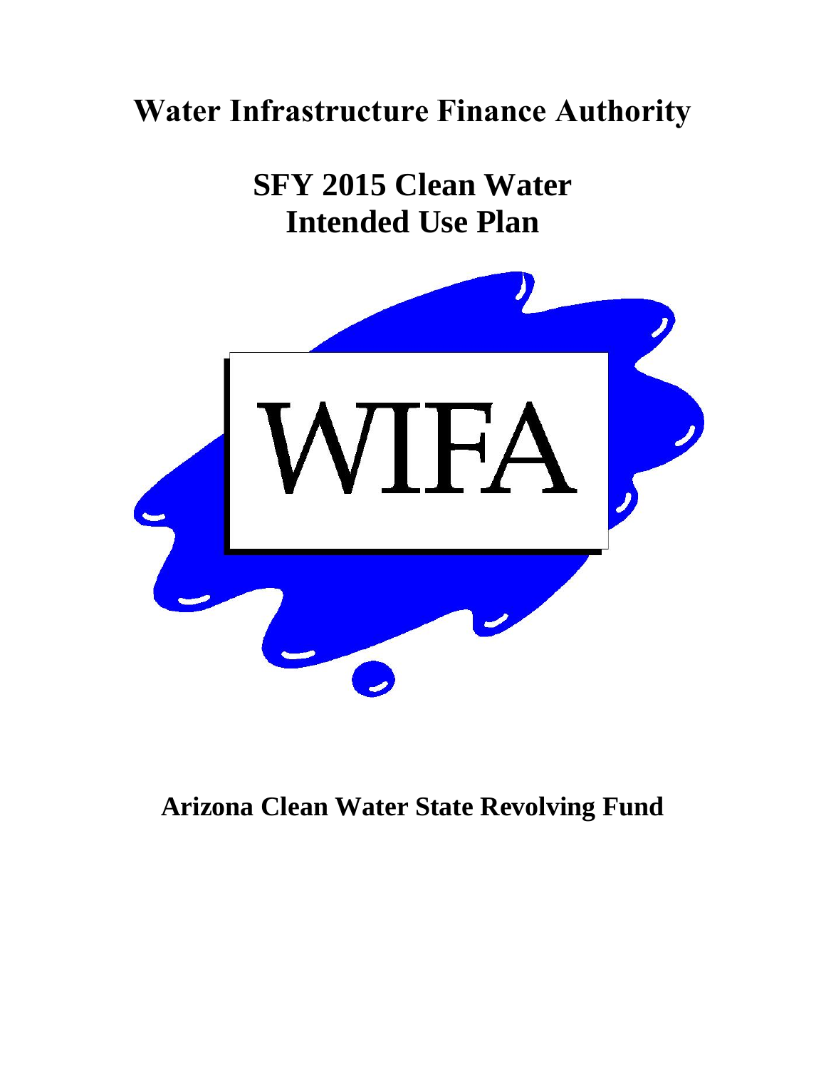# Water Infrastructure Finance Authority

# SFY 2015 Clean Water Intended Use Plan

WIFA

## Arizona Clean Water State Revolving Fund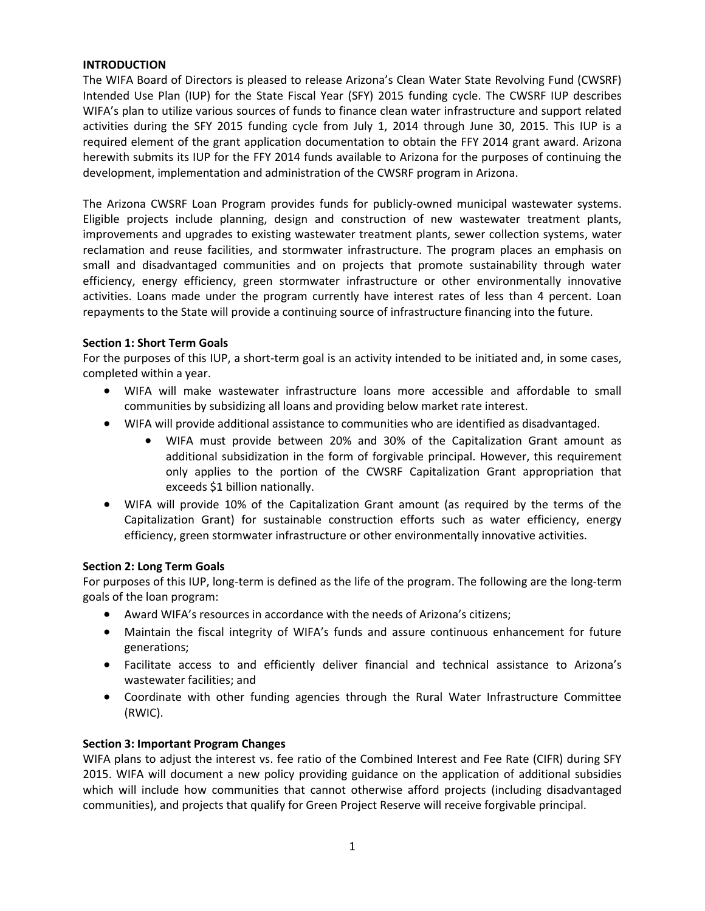**INTRODUCTION**

The WIFA Board of Directors is pleased to release Arizona's Clean Water State Revolving Fund (CWSRF) Intended Use Plan (IUP) for the State Fiscal Year (SFY) 2015 funding cycle. The CWSRF IUP describes WIFA's plan to utilize various sources of funds to finance clean water infrastructure and support related activities during the SFY 2015 funding cycle from July 1, 2014 through June 30, 2015. This IUP is a required element of the grant application documentation to obtain the FFY 2014 grant award. Arizona herewith submits its IUP for the FFY 2014 funds available to Arizona for the purposes of continuing the development, implementation and administration of the CWSRF program in Arizona.

The Arizona CWSRF Loan Program provides funds for publicly-owned municipal wastewater systems. Eligible projects include planning, design and construction of new wastewater treatment plants, improvements and upgrades to existing wastewater treatment plants, sewer collection systems, water reclamation and reuse facilities, and stormwater infrastructure. The program places an emphasis on small and disadvantaged communities and on projects that promote sustainability through water efficiency, energy efficiency, green stormwater infrastructure or other environmentally innovative activities. Loans made under the program currently have interest rates of less than 4 percent. Loan repayments to the State will provide a continuing source of infrastructure financing into the future.

**Section 1: Short Term Goals**

For the purposes of this IUP, a short-term goal is an activity intended to be initiated and, in some cases, completed within a year.

- WIFA will make wastewater infrastructure loans more accessible and affordable to small communities by subsidizing all loans and providing below market rate interest.
- WIFA will provide additional assistance to communities who are identified as disadvantaged.
  - WIFA must provide between 20% and 30% of the Capitalization Grant amount as additional subsidization in the form of forgivable principal. However, this requirement only applies to the portion of the CWSRF Capitalization Grant appropriation that exceeds $1 billion nationally.
- WIFA will provide 10% of the Capitalization Grant amount (as required by the terms of the Capitalization Grant) for sustainable construction efforts such as water efficiency, energy efficiency, green stormwater infrastructure or other environmentally innovative activities.

**Section 2: Long Term Goals**

For purposes of this IUP, long-term is defined as the life of the program. The following are the long-term goals of the loan program:

- Award WIFA's resources in accordance with the needs of Arizona's citizens;
- Maintain the fiscal integrity of WIFA's funds and assure continuous enhancement for future generations;
- Facilitate access to and efficiently deliver financial and technical assistance to Arizona's wastewater facilities; and
- Coordinate with other funding agencies through the Rural Water Infrastructure Committee (RWIC).

**Section 3: Important Program Changes**

WIFA plans to adjust the interest vs. fee ratio of the Combined Interest and Fee Rate (CIFR) during SFY 2015. WIFA will document a new policy providing guidance on the application of additional subsidies which will include how communities that cannot otherwise afford projects (including disadvantaged communities), and projects that qualify for Green Project Reserve will receive forgivable principal.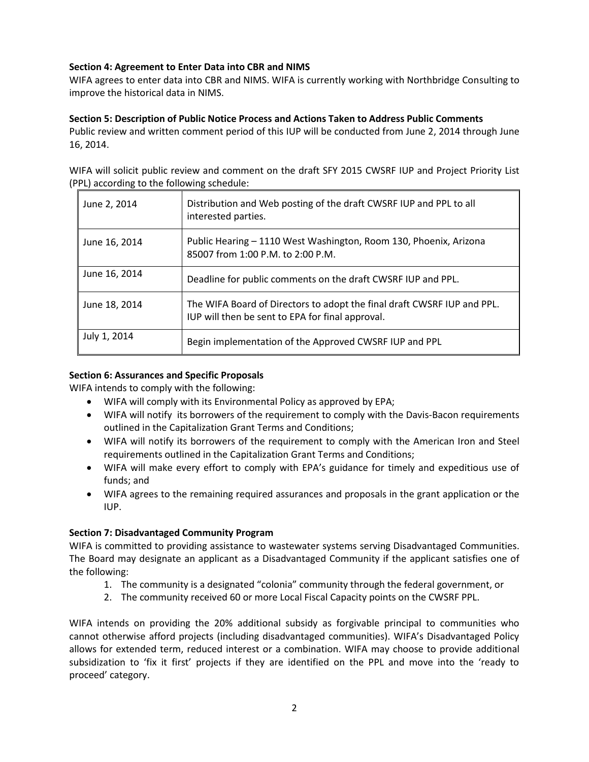**Section 4: Agreement to Enter Data into CBR and NIMS**

WIFA agrees to enter data into CBR and NIMS. WIFA is currently working with Northbridge Consulting to improve the historical data in NIMS.

**Section 5: Description of Public Notice Process and Actions Taken to Address Public Comments**

Public review and written comment period of this IUP will be conducted from June 2, 2014 through June 16, 2014.

WIFA will solicit public review and comment on the draft SFY 2015 CWSRF IUP and Project Priority List (PPL) according to the following schedule:

| | |
|---|---|
| June 2, 2014 | Distribution and Web posting of the draft CWSRF IUP and PPL to all interested parties. |
| June 16, 2014 | Public Hearing – 1110 West Washington, Room 130, Phoenix, Arizona 85007 from 1:00 P.M. to 2:00 P.M. |
| June 16, 2014 | Deadline for public comments on the draft CWSRF IUP and PPL. |
| June 18, 2014 | The WIFA Board of Directors to adopt the final draft CWSRF IUP and PPL. IUP will then be sent to EPA for final approval. |
| July 1, 2014 | Begin implementation of the Approved CWSRF IUP and PPL |

**Section 6: Assurances and Specific Proposals**

WIFA intends to comply with the following:

- WIFA will comply with its Environmental Policy as approved by EPA;
- WIFA will notify its borrowers of the requirement to comply with the Davis-Bacon requirements outlined in the Capitalization Grant Terms and Conditions;
- WIFA will notify its borrowers of the requirement to comply with the American Iron and Steel requirements outlined in the Capitalization Grant Terms and Conditions;
- WIFA will make every effort to comply with EPA's guidance for timely and expeditious use of funds; and
- WIFA agrees to the remaining required assurances and proposals in the grant application or the IUP.

**Section 7: Disadvantaged Community Program**

WIFA is committed to providing assistance to wastewater systems serving Disadvantaged Communities. The Board may designate an applicant as a Disadvantaged Community if the applicant satisfies one of the following:

1. The community is a designated "colonia" community through the federal government, or
2. The community received 60 or more Local Fiscal Capacity points on the CWSRF PPL.

WIFA intends on providing the 20% additional subsidy as forgivable principal to communities who cannot otherwise afford projects (including disadvantaged communities). WIFA's Disadvantaged Policy allows for extended term, reduced interest or a combination. WIFA may choose to provide additional subsidization to 'fix it first' projects if they are identified on the PPL and move into the 'ready to proceed' category.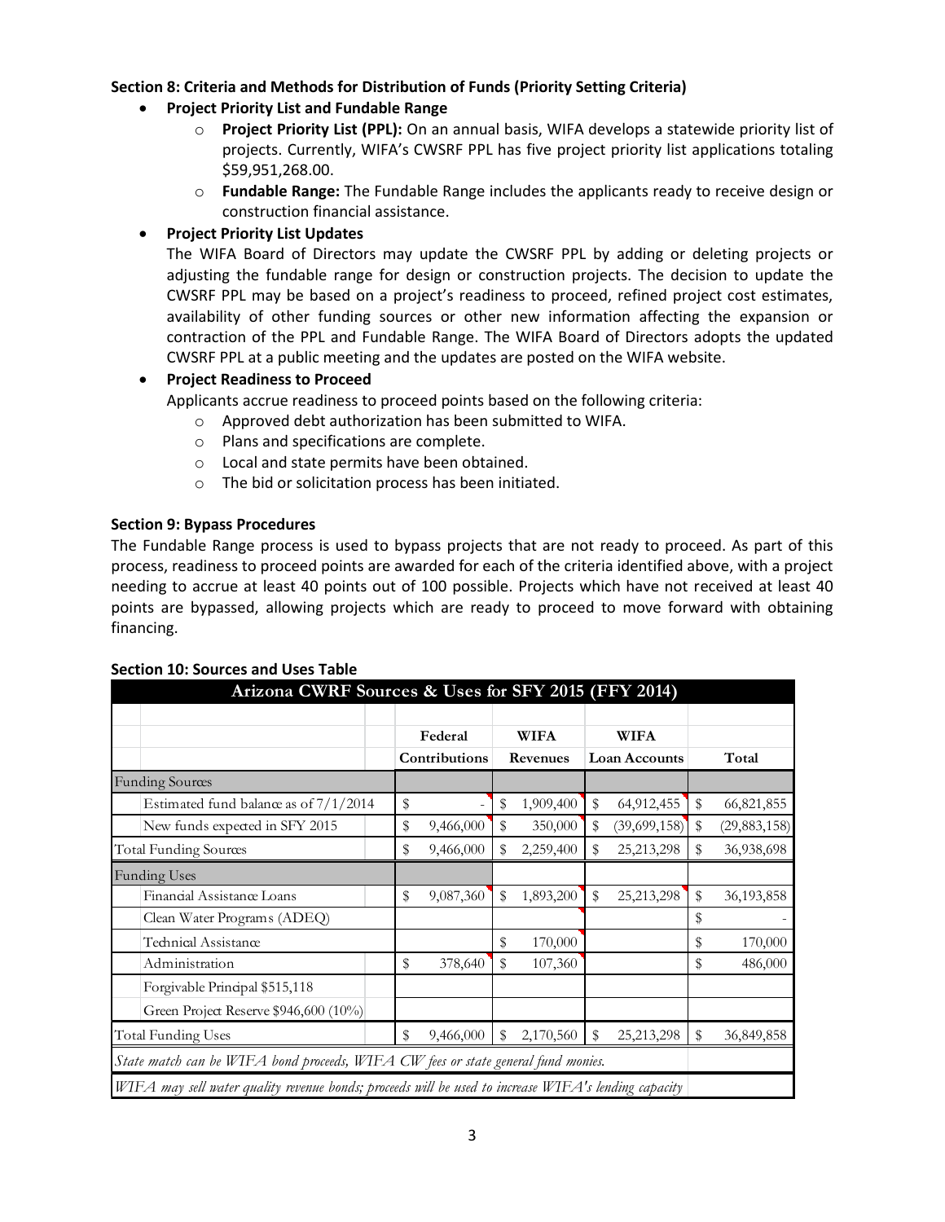**Section 8: Criteria and Methods for Distribution of Funds (Priority Setting Criteria)**

- **Project Priority List and Fundable Range**
  - **Project Priority List (PPL):** On an annual basis, WIFA develops a statewide priority list of projects. Currently, WIFA's CWSRF PPL has five project priority list applications totaling $59,951,268.00.
  - **Fundable Range:** The Fundable Range includes the applicants ready to receive design or construction financial assistance.
- **Project Priority List Updates**

  The WIFA Board of Directors may update the CWSRF PPL by adding or deleting projects or adjusting the fundable range for design or construction projects. The decision to update the CWSRF PPL may be based on a project's readiness to proceed, refined project cost estimates, availability of other funding sources or other new information affecting the expansion or contraction of the PPL and Fundable Range. The WIFA Board of Directors adopts the updated CWSRF PPL at a public meeting and the updates are posted on the WIFA website.
- **Project Readiness to Proceed**

  Applicants accrue readiness to proceed points based on the following criteria:
  - Approved debt authorization has been submitted to WIFA.
  - Plans and specifications are complete.
  - Local and state permits have been obtained.
  - The bid or solicitation process has been initiated.

**Section 9: Bypass Procedures**

The Fundable Range process is used to bypass projects that are not ready to proceed. As part of this process, readiness to proceed points are awarded for each of the criteria identified above, with a project needing to accrue at least 40 points out of 100 possible. Projects which have not received at least 40 points are bypassed, allowing projects which are ready to proceed to move forward with obtaining financing.

**Section 10: Sources and Uses Table**

| Arizona CWRF Sources & Uses for SFY 2015 (FFY 2014) | | | | |
|---|---|---|---|---|
| | Federal Contributions | WIFA Revenues | WIFA Loan Accounts | Total |
| Funding Sources | | | | |
| Estimated fund balance as of 7/1/2014 | $ - | $ 1,909,400 | $ 64,912,455 | $ 66,821,855 |
| New funds expected in SFY 2015 | $ 9,466,000 | $ 350,000 | $ (39,699,158) | $ (29,883,158) |
| Total Funding Sources | $ 9,466,000 | $ 2,259,400 | $ 25,213,298 | $ 36,938,698 |
| Funding Uses | | | | |
| Financial Assistance Loans | $ 9,087,360 | $ 1,893,200 | $ 25,213,298 | $ 36,193,858 |
| Clean Water Programs (ADEQ) | | | | $ - |
| Technical Assistance | | $ 170,000 | | $ 170,000 |
| Administration | $ 378,640 | $ 107,360 | | $ 486,000 |
| Forgivable Principal $515,118 | | | | |
| Green Project Reserve $946,600 (10%) | | | | |
| Total Funding Uses | $ 9,466,000 | $ 2,170,560 | $ 25,213,298 | $ 36,849,858 |
| *State match can be WIFA bond proceeds, WIFA CW fees or state general fund monies.* | | | | |
| *WIFA may sell water quality revenue bonds; proceeds will be used to increase WIFA's lending capacity* | | | | |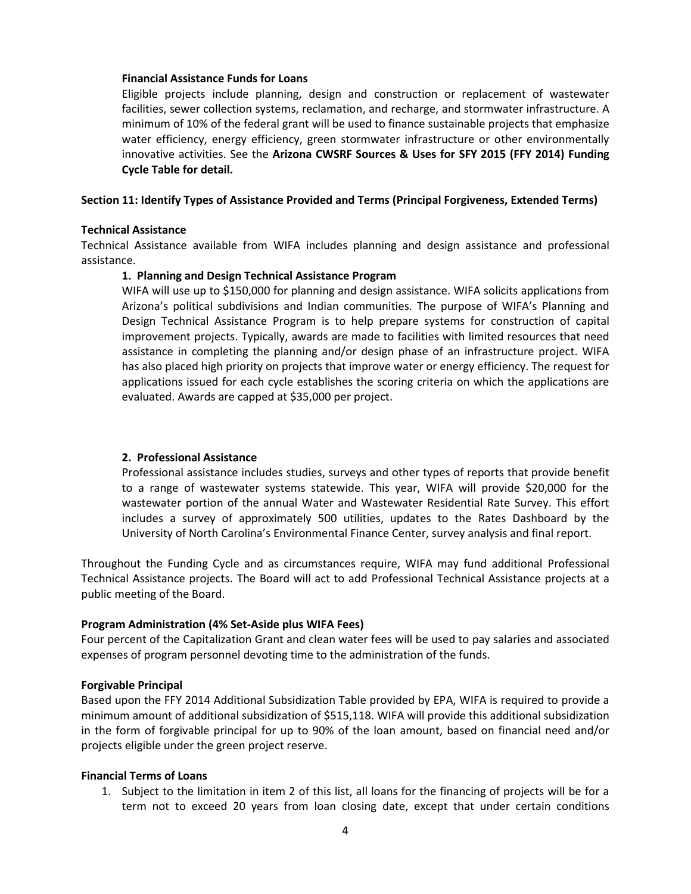**Financial Assistance Funds for Loans**

Eligible projects include planning, design and construction or replacement of wastewater facilities, sewer collection systems, reclamation, and recharge, and stormwater infrastructure. A minimum of 10% of the federal grant will be used to finance sustainable projects that emphasize water efficiency, energy efficiency, green stormwater infrastructure or other environmentally innovative activities. See the **Arizona CWSRF Sources & Uses for SFY 2015 (FFY 2014) Funding Cycle Table for detail.**

**Section 11: Identify Types of Assistance Provided and Terms (Principal Forgiveness, Extended Terms)**

**Technical Assistance**

Technical Assistance available from WIFA includes planning and design assistance and professional assistance.

**1. Planning and Design Technical Assistance Program**

WIFA will use up to $150,000 for planning and design assistance. WIFA solicits applications from Arizona's political subdivisions and Indian communities. The purpose of WIFA's Planning and Design Technical Assistance Program is to help prepare systems for construction of capital improvement projects. Typically, awards are made to facilities with limited resources that need assistance in completing the planning and/or design phase of an infrastructure project. WIFA has also placed high priority on projects that improve water or energy efficiency. The request for applications issued for each cycle establishes the scoring criteria on which the applications are evaluated. Awards are capped at $35,000 per project.

**2. Professional Assistance**

Professional assistance includes studies, surveys and other types of reports that provide benefit to a range of wastewater systems statewide. This year, WIFA will provide $20,000 for the wastewater portion of the annual Water and Wastewater Residential Rate Survey. This effort includes a survey of approximately 500 utilities, updates to the Rates Dashboard by the University of North Carolina's Environmental Finance Center, survey analysis and final report.

Throughout the Funding Cycle and as circumstances require, WIFA may fund additional Professional Technical Assistance projects. The Board will act to add Professional Technical Assistance projects at a public meeting of the Board.

**Program Administration (4% Set-Aside plus WIFA Fees)**

Four percent of the Capitalization Grant and clean water fees will be used to pay salaries and associated expenses of program personnel devoting time to the administration of the funds.

**Forgivable Principal**

Based upon the FFY 2014 Additional Subsidization Table provided by EPA, WIFA is required to provide a minimum amount of additional subsidization of $515,118. WIFA will provide this additional subsidization in the form of forgivable principal for up to 90% of the loan amount, based on financial need and/or projects eligible under the green project reserve.

**Financial Terms of Loans**

1. Subject to the limitation in item 2 of this list, all loans for the financing of projects will be for a term not to exceed 20 years from loan closing date, except that under certain conditions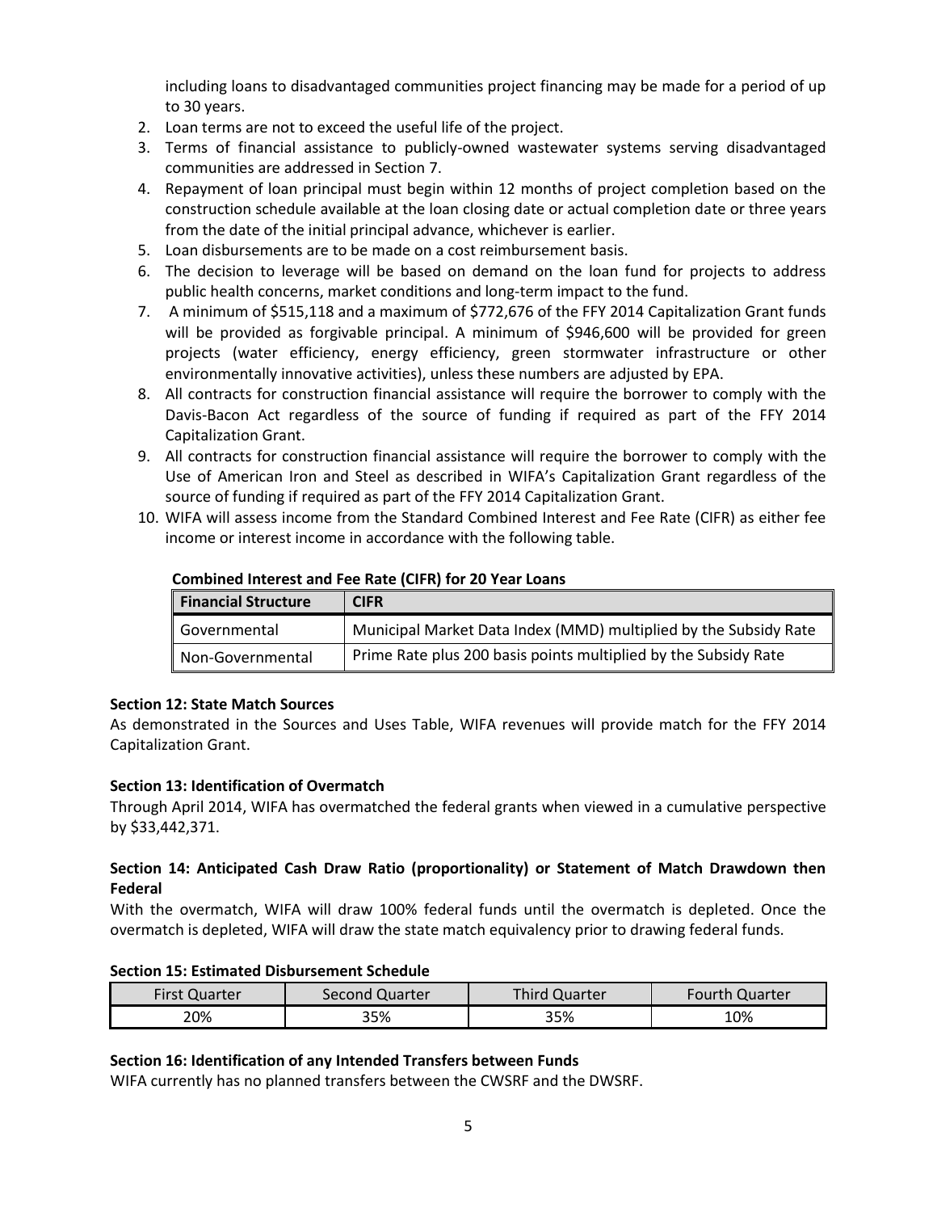including loans to disadvantaged communities project financing may be made for a period of up to 30 years.

2. Loan terms are not to exceed the useful life of the project.
3. Terms of financial assistance to publicly-owned wastewater systems serving disadvantaged communities are addressed in Section 7.
4. Repayment of loan principal must begin within 12 months of project completion based on the construction schedule available at the loan closing date or actual completion date or three years from the date of the initial principal advance, whichever is earlier.
5. Loan disbursements are to be made on a cost reimbursement basis.
6. The decision to leverage will be based on demand on the loan fund for projects to address public health concerns, market conditions and long-term impact to the fund.
7. A minimum of $515,118 and a maximum of $772,676 of the FFY 2014 Capitalization Grant funds will be provided as forgivable principal. A minimum of $946,600 will be provided for green projects (water efficiency, energy efficiency, green stormwater infrastructure or other environmentally innovative activities), unless these numbers are adjusted by EPA.
8. All contracts for construction financial assistance will require the borrower to comply with the Davis-Bacon Act regardless of the source of funding if required as part of the FFY 2014 Capitalization Grant.
9. All contracts for construction financial assistance will require the borrower to comply with the Use of American Iron and Steel as described in WIFA's Capitalization Grant regardless of the source of funding if required as part of the FFY 2014 Capitalization Grant.
10. WIFA will assess income from the Standard Combined Interest and Fee Rate (CIFR) as either fee income or interest income in accordance with the following table.

**Combined Interest and Fee Rate (CIFR) for 20 Year Loans**

| Financial Structure | CIFR |
|---|---|
| Governmental | Municipal Market Data Index (MMD) multiplied by the Subsidy Rate |
| Non-Governmental | Prime Rate plus 200 basis points multiplied by the Subsidy Rate |

**Section 12: State Match Sources**

As demonstrated in the Sources and Uses Table, WIFA revenues will provide match for the FFY 2014 Capitalization Grant.

**Section 13: Identification of Overmatch**

Through April 2014, WIFA has overmatched the federal grants when viewed in a cumulative perspective by $33,442,371.

**Section 14: Anticipated Cash Draw Ratio (proportionality) or Statement of Match Drawdown then Federal**

With the overmatch, WIFA will draw 100% federal funds until the overmatch is depleted. Once the overmatch is depleted, WIFA will draw the state match equivalency prior to drawing federal funds.

**Section 15: Estimated Disbursement Schedule**

| First Quarter | Second Quarter | Third Quarter | Fourth Quarter |
|---|---|---|---|
| 20% | 35% | 35% | 10% |

**Section 16: Identification of any Intended Transfers between Funds**

WIFA currently has no planned transfers between the CWSRF and the DWSRF.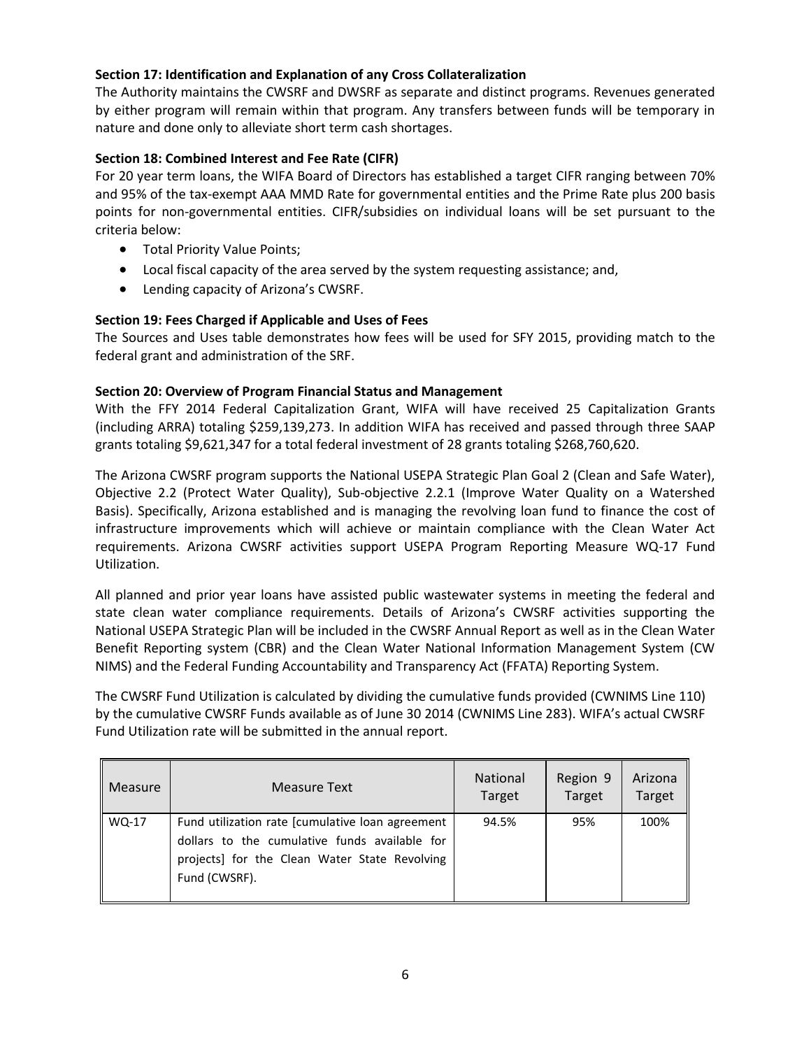**Section 17: Identification and Explanation of any Cross Collateralization**

The Authority maintains the CWSRF and DWSRF as separate and distinct programs. Revenues generated by either program will remain within that program. Any transfers between funds will be temporary in nature and done only to alleviate short term cash shortages.

**Section 18: Combined Interest and Fee Rate (CIFR)**

For 20 year term loans, the WIFA Board of Directors has established a target CIFR ranging between 70% and 95% of the tax-exempt AAA MMD Rate for governmental entities and the Prime Rate plus 200 basis points for non-governmental entities. CIFR/subsidies on individual loans will be set pursuant to the criteria below:

- Total Priority Value Points;
- Local fiscal capacity of the area served by the system requesting assistance; and,
- Lending capacity of Arizona's CWSRF.

**Section 19: Fees Charged if Applicable and Uses of Fees**

The Sources and Uses table demonstrates how fees will be used for SFY 2015, providing match to the federal grant and administration of the SRF.

**Section 20: Overview of Program Financial Status and Management**

With the FFY 2014 Federal Capitalization Grant, WIFA will have received 25 Capitalization Grants (including ARRA) totaling $259,139,273. In addition WIFA has received and passed through three SAAP grants totaling $9,621,347 for a total federal investment of 28 grants totaling $268,760,620.

The Arizona CWSRF program supports the National USEPA Strategic Plan Goal 2 (Clean and Safe Water), Objective 2.2 (Protect Water Quality), Sub-objective 2.2.1 (Improve Water Quality on a Watershed Basis). Specifically, Arizona established and is managing the revolving loan fund to finance the cost of infrastructure improvements which will achieve or maintain compliance with the Clean Water Act requirements. Arizona CWSRF activities support USEPA Program Reporting Measure WQ-17 Fund Utilization.

All planned and prior year loans have assisted public wastewater systems in meeting the federal and state clean water compliance requirements. Details of Arizona's CWSRF activities supporting the National USEPA Strategic Plan will be included in the CWSRF Annual Report as well as in the Clean Water Benefit Reporting system (CBR) and the Clean Water National Information Management System (CW NIMS) and the Federal Funding Accountability and Transparency Act (FFATA) Reporting System.

The CWSRF Fund Utilization is calculated by dividing the cumulative funds provided (CWNIMS Line 110) by the cumulative CWSRF Funds available as of June 30 2014 (CWNIMS Line 283). WIFA's actual CWSRF Fund Utilization rate will be submitted in the annual report.

| Measure | Measure Text | National Target | Region 9 Target | Arizona Target |
|---|---|---|---|---|
| WQ-17 | Fund utilization rate [cumulative loan agreement dollars to the cumulative funds available for projects] for the Clean Water State Revolving Fund (CWSRF). | 94.5% | 95% | 100% |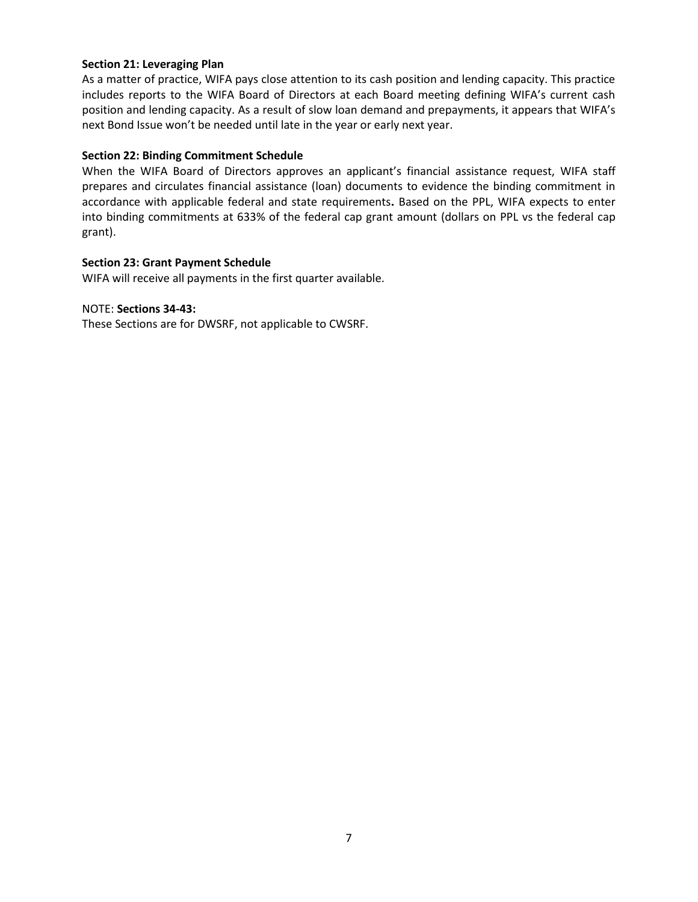**Section 21: Leveraging Plan**

As a matter of practice, WIFA pays close attention to its cash position and lending capacity. This practice includes reports to the WIFA Board of Directors at each Board meeting defining WIFA's current cash position and lending capacity. As a result of slow loan demand and prepayments, it appears that WIFA's next Bond Issue won't be needed until late in the year or early next year.

**Section 22: Binding Commitment Schedule**

When the WIFA Board of Directors approves an applicant's financial assistance request, WIFA staff prepares and circulates financial assistance (loan) documents to evidence the binding commitment in accordance with applicable federal and state requirements**.** Based on the PPL, WIFA expects to enter into binding commitments at 633% of the federal cap grant amount (dollars on PPL vs the federal cap grant).

**Section 23: Grant Payment Schedule**

WIFA will receive all payments in the first quarter available.

NOTE: **Sections 34-43:**

These Sections are for DWSRF, not applicable to CWSRF.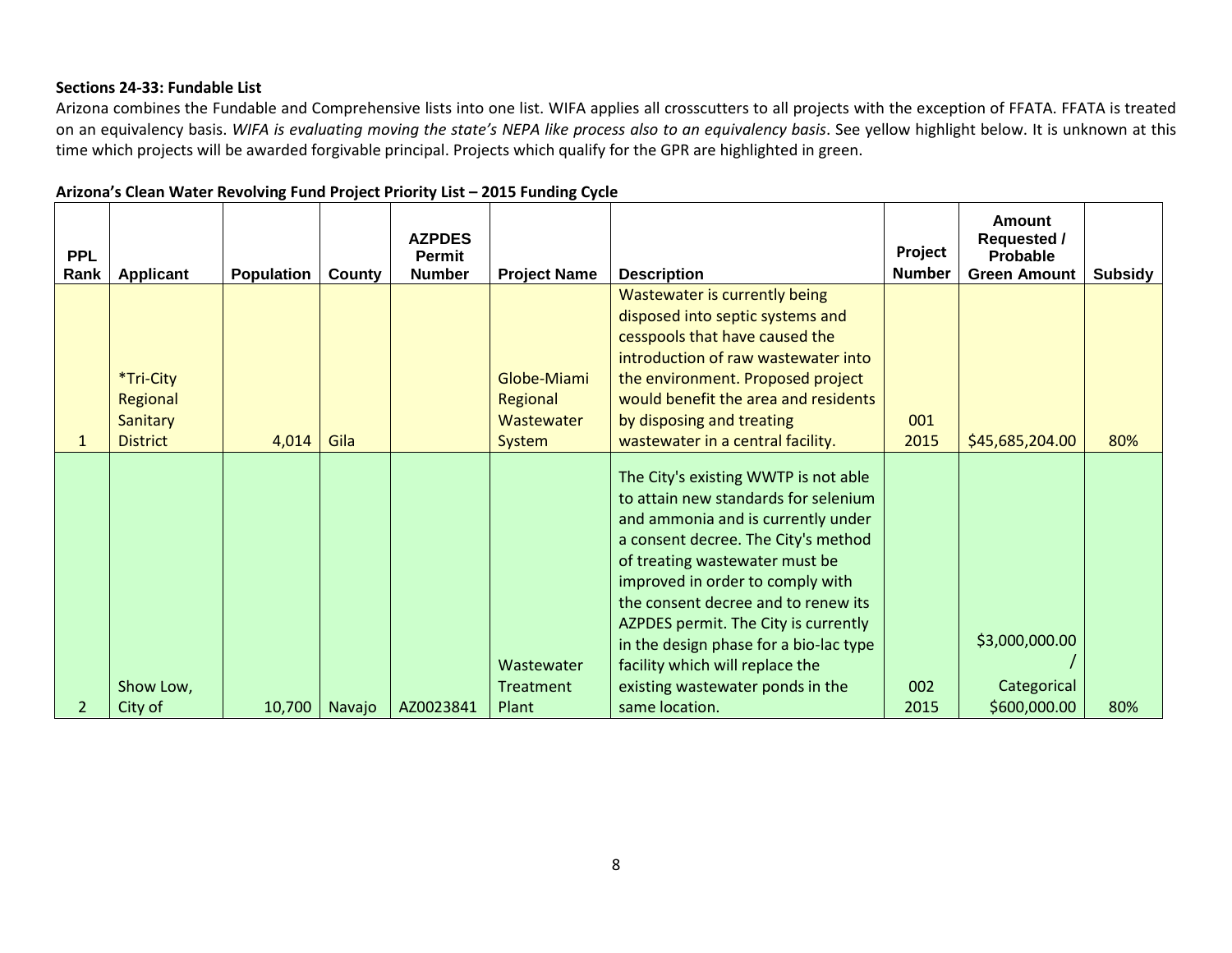**Sections 24-33: Fundable List**

Arizona combines the Fundable and Comprehensive lists into one list. WIFA applies all crosscutters to all projects with the exception of FFATA. FFATA is treated on an equivalency basis. *WIFA is evaluating moving the state's NEPA like process also to an equivalency basis*. See yellow highlight below. It is unknown at this time which projects will be awarded forgivable principal. Projects which qualify for the GPR are highlighted in green.

**Arizona's Clean Water Revolving Fund Project Priority List – 2015 Funding Cycle**

| PPL Rank | Applicant | Population | County | AZPDES Permit Number | Project Name | Description | Project Number | Amount Requested / Probable Green Amount | Subsidy |
|---|---|---|---|---|---|---|---|---|---|
| 1 | *Tri-City Regional Sanitary District | 4,014 | Gila | | Globe-Miami Regional Wastewater System | Wastewater is currently being disposed into septic systems and cesspools that have caused the introduction of raw wastewater into the environment. Proposed project would benefit the area and residents by disposing and treating wastewater in a central facility. | 001 2015 | $45,685,204.00 | 80% |
| 2 | Show Low, City of | 10,700 | Navajo | AZ0023841 | Wastewater Treatment Plant | The City's existing WWTP is not able to attain new standards for selenium and ammonia and is currently under a consent decree. The City's method of treating wastewater must be improved in order to comply with the consent decree and to renew its AZPDES permit. The City is currently in the design phase for a bio-lac type facility which will replace the existing wastewater ponds in the same location. | 002 2015 | $3,000,000.00 / Categorical $600,000.00 | 80% |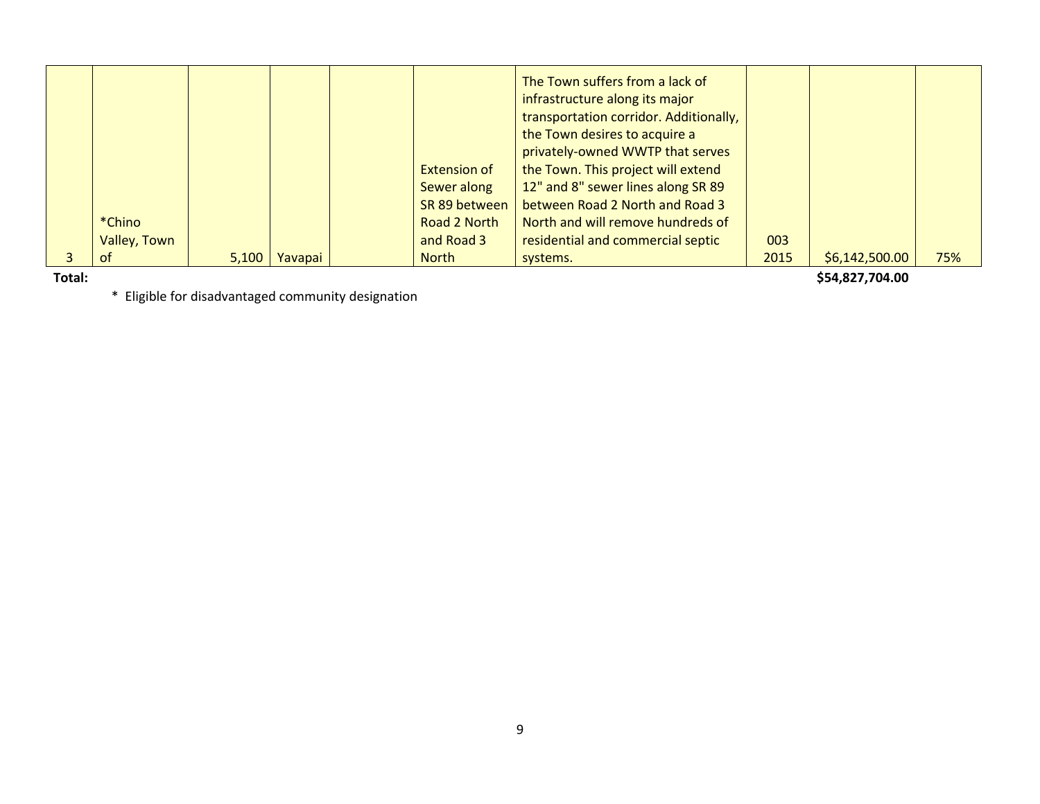| | | | | | | | | | |
|---|---|---|---|---|---|---|---|---|---|
| 3 | *Chino Valley, Town of | 5,100 | Yavapai | | Extension of Sewer along SR 89 between Road 2 North and Road 3 North | The Town suffers from a lack of infrastructure along its major transportation corridor. Additionally, the Town desires to acquire a privately-owned WWTP that serves the Town. This project will extend 12" and 8" sewer lines along SR 89 between Road 2 North and Road 3 North and will remove hundreds of residential and commercial septic systems. | 003 2015 | $6,142,500.00 | 75% |
| **Total:** | | | | | | | | **$54,827,704.00** | |

\* Eligible for disadvantaged community designation